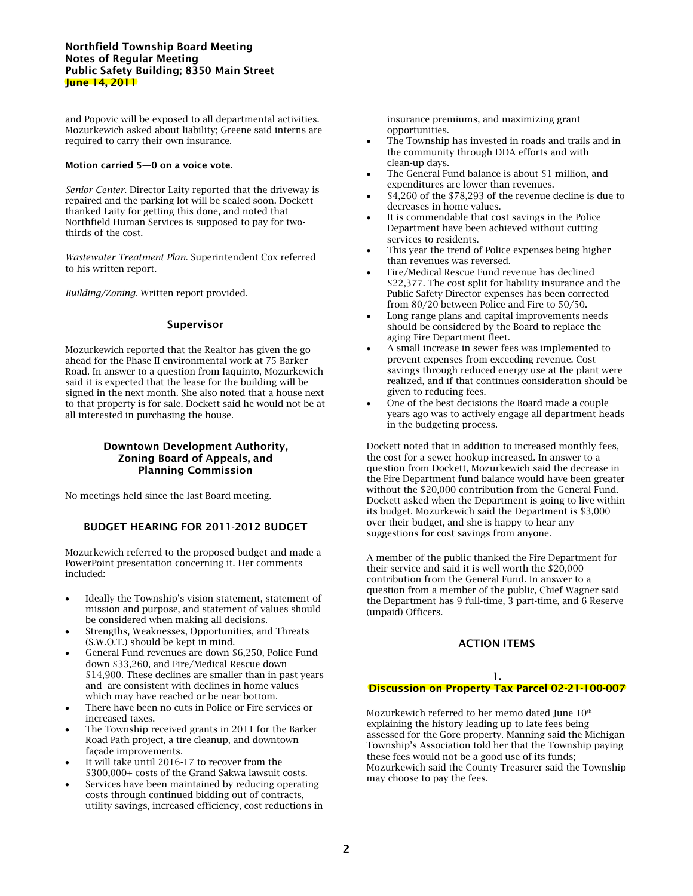and Popovic will be exposed to all departmental activities. Mozurkewich asked about liability; Greene said interns are required to carry their own insurance.

**Motion carried 5—0 on a voice vote.**

*Senior Center.* Director Laity reported that the driveway is repaired and the parking lot will be sealed soon. Dockett thanked Laity for getting this done, and noted that Northfield Human Services is supposed to pay for two-thirds of the cost.

*Wastewater Treatment Plan.* Superintendent Cox referred to his written report.

*Building/Zoning.* Written report provided.

## Supervisor

Mozurkewich reported that the Realtor has given the go ahead for the Phase II environmental work at 75 Barker Road. In answer to a question from Iaquinto, Mozurkewich said it is expected that the lease for the building will be signed in the next month. She also noted that a house next to that property is for sale. Dockett said he would not be at all interested in purchasing the house.

## Downtown Development Authority, Zoning Board of Appeals, and Planning Commission

No meetings held since the last Board meeting.

## BUDGET HEARING FOR 2011-2012 BUDGET

Mozurkewich referred to the proposed budget and made a PowerPoint presentation concerning it. Her comments included:

- Ideally the Township's vision statement, statement of mission and purpose, and statement of values should be considered when making all decisions.
- Strengths, Weaknesses, Opportunities, and Threats (S.W.O.T.) should be kept in mind.
- General Fund revenues are down $6,250, Police Fund down $33,260, and Fire/Medical Rescue down $14,900. These declines are smaller than in past years and are consistent with declines in home values which may have reached or be near bottom.
- There have been no cuts in Police or Fire services or increased taxes.
- The Township received grants in 2011 for the Barker Road Path project, a tire cleanup, and downtown façade improvements.
- It will take until 2016-17 to recover from the $300,000+ costs of the Grand Sakwa lawsuit costs.
- Services have been maintained by reducing operating costs through continued bidding out of contracts, utility savings, increased efficiency, cost reductions in insurance premiums, and maximizing grant opportunities.
- The Township has invested in roads and trails and in the community through DDA efforts and with clean-up days.
- The General Fund balance is about $1 million, and expenditures are lower than revenues.
- $4,260 of the $78,293 of the revenue decline is due to decreases in home values.
- It is commendable that cost savings in the Police Department have been achieved without cutting services to residents.
- This year the trend of Police expenses being higher than revenues was reversed.
- Fire/Medical Rescue Fund revenue has declined $22,377. The cost split for liability insurance and the Public Safety Director expenses has been corrected from 80/20 between Police and Fire to 50/50.
- Long range plans and capital improvements needs should be considered by the Board to replace the aging Fire Department fleet.
- A small increase in sewer fees was implemented to prevent expenses from exceeding revenue. Cost savings through reduced energy use at the plant were realized, and if that continues consideration should be given to reducing fees.
- One of the best decisions the Board made a couple years ago was to actively engage all department heads in the budgeting process.

Dockett noted that in addition to increased monthly fees, the cost for a sewer hookup increased. In answer to a question from Dockett, Mozurkewich said the decrease in the Fire Department fund balance would have been greater without the $20,000 contribution from the General Fund. Dockett asked when the Department is going to live within its budget. Mozurkewich said the Department is $3,000 over their budget, and she is happy to hear any suggestions for cost savings from anyone.

A member of the public thanked the Fire Department for their service and said it is well worth the $20,000 contribution from the General Fund. In answer to a question from a member of the public, Chief Wagner said the Department has 9 full-time, 3 part-time, and 6 Reserve (unpaid) Officers.

## ACTION ITEMS

### 1. Discussion on Property Tax Parcel 02-21-100-007

Mozurkewich referred to her memo dated June 10th explaining the history leading up to late fees being assessed for the Gore property. Manning said the Michigan Township's Association told her that the Township paying these fees would not be a good use of its funds; Mozurkewich said the County Treasurer said the Township may choose to pay the fees.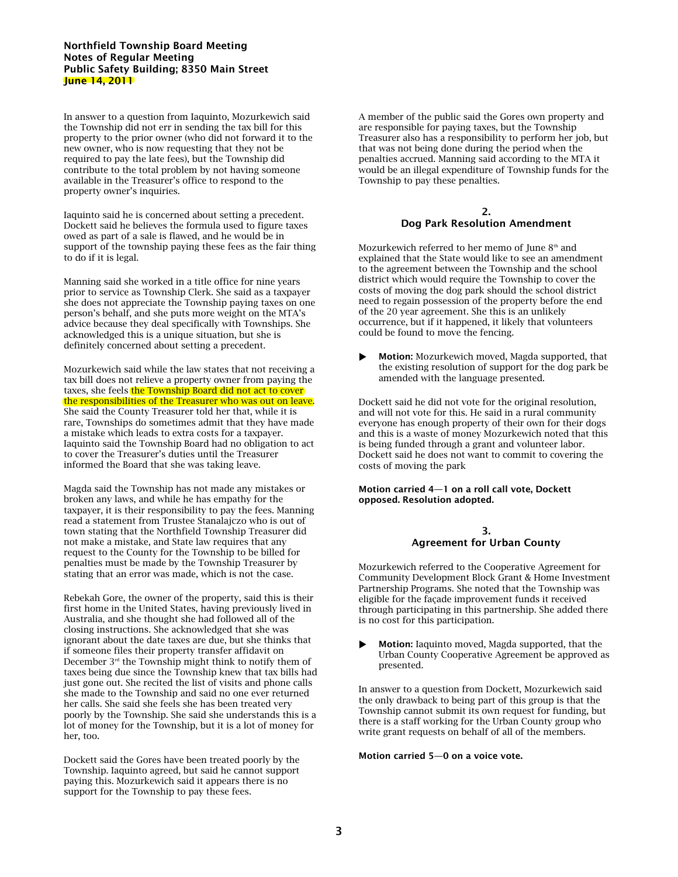In answer to a question from Iaquinto, Mozurkewich said the Township did not err in sending the tax bill for this property to the prior owner (who did not forward it to the new owner, who is now requesting that they not be required to pay the late fees), but the Township did contribute to the total problem by not having someone available in the Treasurer's office to respond to the property owner's inquiries.

Iaquinto said he is concerned about setting a precedent. Dockett said he believes the formula used to figure taxes owed as part of a sale is flawed, and he would be in support of the township paying these fees as the fair thing to do if it is legal.

Manning said she worked in a title office for nine years prior to service as Township Clerk. She said as a taxpayer she does not appreciate the Township paying taxes on one person's behalf, and she puts more weight on the MTA's advice because they deal specifically with Townships. She acknowledged this is a unique situation, but she is definitely concerned about setting a precedent.

Mozurkewich said while the law states that not receiving a tax bill does not relieve a property owner from paying the taxes, she feels the Township Board did not act to cover the responsibilities of the Treasurer who was out on leave. She said the County Treasurer told her that, while it is rare, Townships do sometimes admit that they have made a mistake which leads to extra costs for a taxpayer. Iaquinto said the Township Board had no obligation to act to cover the Treasurer's duties until the Treasurer informed the Board that she was taking leave.

Magda said the Township has not made any mistakes or broken any laws, and while he has empathy for the taxpayer, it is their responsibility to pay the fees. Manning read a statement from Trustee Stanalajczo who is out of town stating that the Northfield Township Treasurer did not make a mistake, and State law requires that any request to the County for the Township to be billed for penalties must be made by the Township Treasurer by stating that an error was made, which is not the case.

Rebekah Gore, the owner of the property, said this is their first home in the United States, having previously lived in Australia, and she thought she had followed all of the closing instructions. She acknowledged that she was ignorant about the date taxes are due, but she thinks that if someone files their property transfer affidavit on December 3rd the Township might think to notify them of taxes being due since the Township knew that tax bills had just gone out. She recited the list of visits and phone calls she made to the Township and said no one ever returned her calls. She said she feels she has been treated very poorly by the Township. She said she understands this is a lot of money for the Township, but it is a lot of money for her, too.

Dockett said the Gores have been treated poorly by the Township. Iaquinto agreed, but said he cannot support paying this. Mozurkewich said it appears there is no support for the Township to pay these fees.

A member of the public said the Gores own property and are responsible for paying taxes, but the Township Treasurer also has a responsibility to perform her job, but that was not being done during the period when the penalties accrued. Manning said according to the MTA it would be an illegal expenditure of Township funds for the Township to pay these penalties.

## 2. Dog Park Resolution Amendment

Mozurkewich referred to her memo of June 8th and explained that the State would like to see an amendment to the agreement between the Township and the school district which would require the Township to cover the costs of moving the dog park should the school district need to regain possession of the property before the end of the 20 year agreement. She this is an unlikely occurrence, but if it happened, it likely that volunteers could be found to move the fencing.

- **Motion:** Mozurkewich moved, Magda supported, that the existing resolution of support for the dog park be amended with the language presented.

Dockett said he did not vote for the original resolution, and will not vote for this. He said in a rural community everyone has enough property of their own for their dogs and this is a waste of money Mozurkewich noted that this is being funded through a grant and volunteer labor. Dockett said he does not want to commit to covering the costs of moving the park

**Motion carried 4—1 on a roll call vote, Dockett opposed. Resolution adopted.**

## 3. Agreement for Urban County

Mozurkewich referred to the Cooperative Agreement for Community Development Block Grant & Home Investment Partnership Programs. She noted that the Township was eligible for the façade improvement funds it received through participating in this partnership. She added there is no cost for this participation.

- **Motion:** Iaquinto moved, Magda supported, that the Urban County Cooperative Agreement be approved as presented.

In answer to a question from Dockett, Mozurkewich said the only drawback to being part of this group is that the Township cannot submit its own request for funding, but there is a staff working for the Urban County group who write grant requests on behalf of all of the members.

**Motion carried 5—0 on a voice vote.**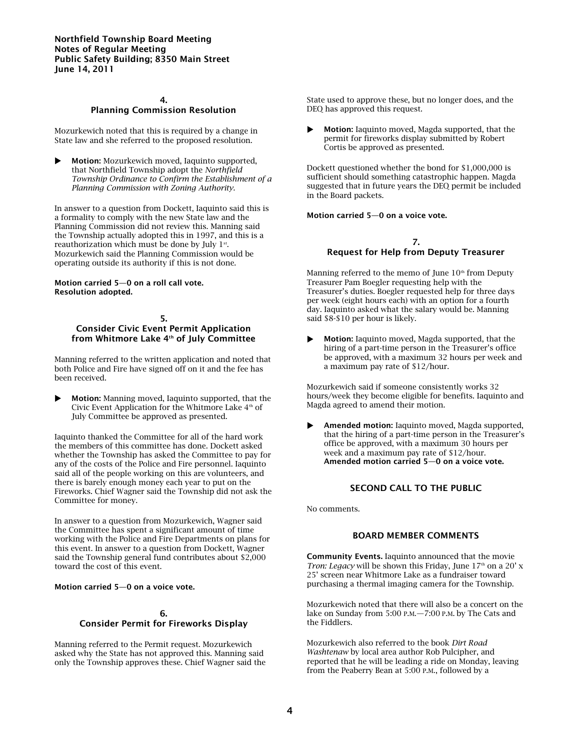### 4.
### Planning Commission Resolution

Mozurkewich noted that this is required by a change in State law and she referred to the proposed resolution.

- **Motion:** Mozurkewich moved, Iaquinto supported, that Northfield Township adopt the *Northfield Township Ordinance to Confirm the Establishment of a Planning Commission with Zoning Authority.*

In answer to a question from Dockett, Iaquinto said this is a formality to comply with the new State law and the Planning Commission did not review this. Manning said the Township actually adopted this in 1997, and this is a reauthorization which must be done by July 1st. Mozurkewich said the Planning Commission would be operating outside its authority if this is not done.

**Motion carried 5—0 on a roll call vote.**
**Resolution adopted.**

### 5.
### Consider Civic Event Permit Application from Whitmore Lake 4th of July Committee

Manning referred to the written application and noted that both Police and Fire have signed off on it and the fee has been received.

- **Motion:** Manning moved, Iaquinto supported, that the Civic Event Application for the Whitmore Lake 4th of July Committee be approved as presented.

Iaquinto thanked the Committee for all of the hard work the members of this committee has done. Dockett asked whether the Township has asked the Committee to pay for any of the costs of the Police and Fire personnel. Iaquinto said all of the people working on this are volunteers, and there is barely enough money each year to put on the Fireworks. Chief Wagner said the Township did not ask the Committee for money.

In answer to a question from Mozurkewich, Wagner said the Committee has spent a significant amount of time working with the Police and Fire Departments on plans for this event. In answer to a question from Dockett, Wagner said the Township general fund contributes about $2,000 toward the cost of this event.

**Motion carried 5—0 on a voice vote.**

### 6.
### Consider Permit for Fireworks Display

Manning referred to the Permit request. Mozurkewich asked why the State has not approved this. Manning said only the Township approves these. Chief Wagner said the State used to approve these, but no longer does, and the DEQ has approved this request.

- **Motion:** Iaquinto moved, Magda supported, that the permit for fireworks display submitted by Robert Cortis be approved as presented.

Dockett questioned whether the bond for $1,000,000 is sufficient should something catastrophic happen. Magda suggested that in future years the DEQ permit be included in the Board packets.

**Motion carried 5—0 on a voice vote.**

### 7.
### Request for Help from Deputy Treasurer

Manning referred to the memo of June 10th from Deputy Treasurer Pam Boegler requesting help with the Treasurer's duties. Boegler requested help for three days per week (eight hours each) with an option for a fourth day. Iaquinto asked what the salary would be. Manning said $8-$10 per hour is likely.

- **Motion:** Iaquinto moved, Magda supported, that the hiring of a part-time person in the Treasurer's office be approved, with a maximum 32 hours per week and a maximum pay rate of $12/hour.

Mozurkewich said if someone consistently works 32 hours/week they become eligible for benefits. Iaquinto and Magda agreed to amend their motion.

- **Amended motion:** Iaquinto moved, Magda supported, that the hiring of a part-time person in the Treasurer's office be approved, with a maximum 30 hours per week and a maximum pay rate of $12/hour.
  **Amended motion carried 5—0 on a voice vote.**

### SECOND CALL TO THE PUBLIC

No comments.

### BOARD MEMBER COMMENTS

**Community Events.** Iaquinto announced that the movie *Tron: Legacy* will be shown this Friday, June 17th on a 20' x 25' screen near Whitmore Lake as a fundraiser toward purchasing a thermal imaging camera for the Township.

Mozurkewich noted that there will also be a concert on the lake on Sunday from 5:00 P.M.—7:00 P.M. by The Cats and the Fiddlers.

Mozurkewich also referred to the book *Dirt Road Washtenaw* by local area author Rob Pulcipher, and reported that he will be leading a ride on Monday, leaving from the Peaberry Bean at 5:00 P.M., followed by a